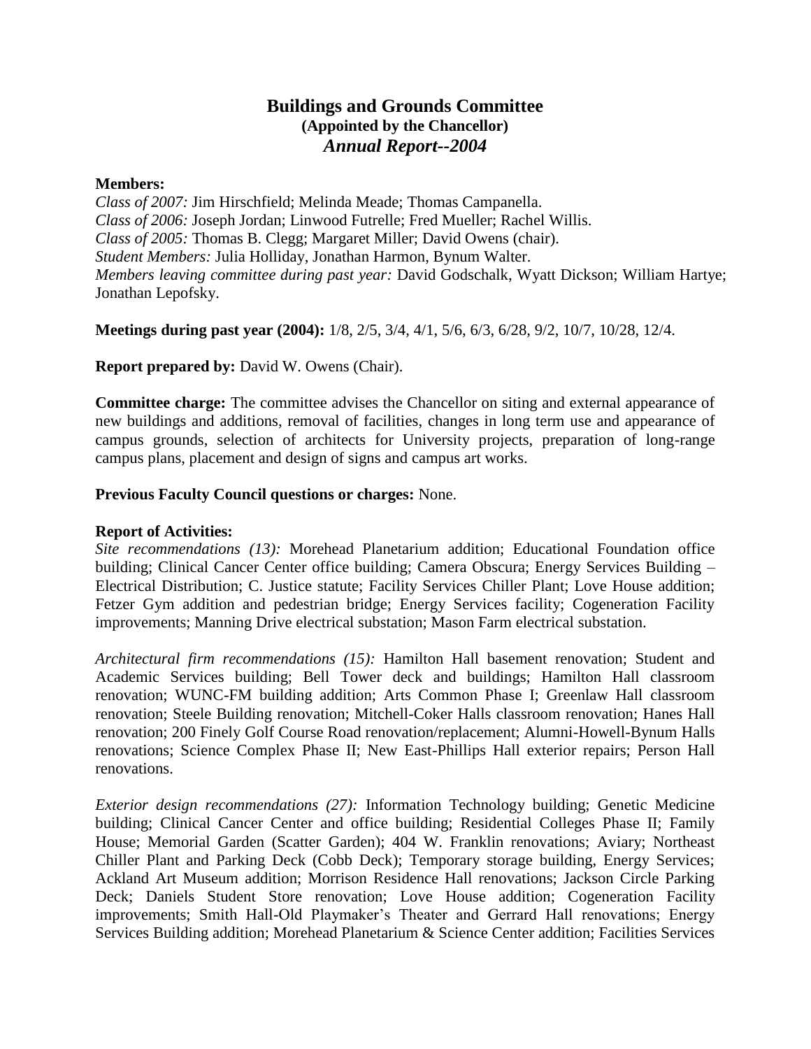# Buildings and Grounds Committee

**(Appointed by the Chancellor)**

***Annual Report--2004***

**Members:**

*Class of 2007:* Jim Hirschfield; Melinda Meade; Thomas Campanella.
*Class of 2006:* Joseph Jordan; Linwood Futrelle; Fred Mueller; Rachel Willis.
*Class of 2005:* Thomas B. Clegg; Margaret Miller; David Owens (chair).
*Student Members:* Julia Holliday, Jonathan Harmon, Bynum Walter.
*Members leaving committee during past year:* David Godschalk, Wyatt Dickson; William Hartye; Jonathan Lepofsky.

**Meetings during past year (2004):** 1/8, 2/5, 3/4, 4/1, 5/6, 6/3, 6/28, 9/2, 10/7, 10/28, 12/4.

**Report prepared by:** David W. Owens (Chair).

**Committee charge:** The committee advises the Chancellor on siting and external appearance of new buildings and additions, removal of facilities, changes in long term use and appearance of campus grounds, selection of architects for University projects, preparation of long-range campus plans, placement and design of signs and campus art works.

**Previous Faculty Council questions or charges:** None.

**Report of Activities:**

*Site recommendations (13):* Morehead Planetarium addition; Educational Foundation office building; Clinical Cancer Center office building; Camera Obscura; Energy Services Building – Electrical Distribution; C. Justice statute; Facility Services Chiller Plant; Love House addition; Fetzer Gym addition and pedestrian bridge; Energy Services facility; Cogeneration Facility improvements; Manning Drive electrical substation; Mason Farm electrical substation.

*Architectural firm recommendations (15):* Hamilton Hall basement renovation; Student and Academic Services building; Bell Tower deck and buildings; Hamilton Hall classroom renovation; WUNC-FM building addition; Arts Common Phase I; Greenlaw Hall classroom renovation; Steele Building renovation; Mitchell-Coker Halls classroom renovation; Hanes Hall renovation; 200 Finely Golf Course Road renovation/replacement; Alumni-Howell-Bynum Halls renovations; Science Complex Phase II; New East-Phillips Hall exterior repairs; Person Hall renovations.

*Exterior design recommendations (27):* Information Technology building; Genetic Medicine building; Clinical Cancer Center and office building; Residential Colleges Phase II; Family House; Memorial Garden (Scatter Garden); 404 W. Franklin renovations; Aviary; Northeast Chiller Plant and Parking Deck (Cobb Deck); Temporary storage building, Energy Services; Ackland Art Museum addition; Morrison Residence Hall renovations; Jackson Circle Parking Deck; Daniels Student Store renovation; Love House addition; Cogeneration Facility improvements; Smith Hall-Old Playmaker's Theater and Gerrard Hall renovations; Energy Services Building addition; Morehead Planetarium & Science Center addition; Facilities Services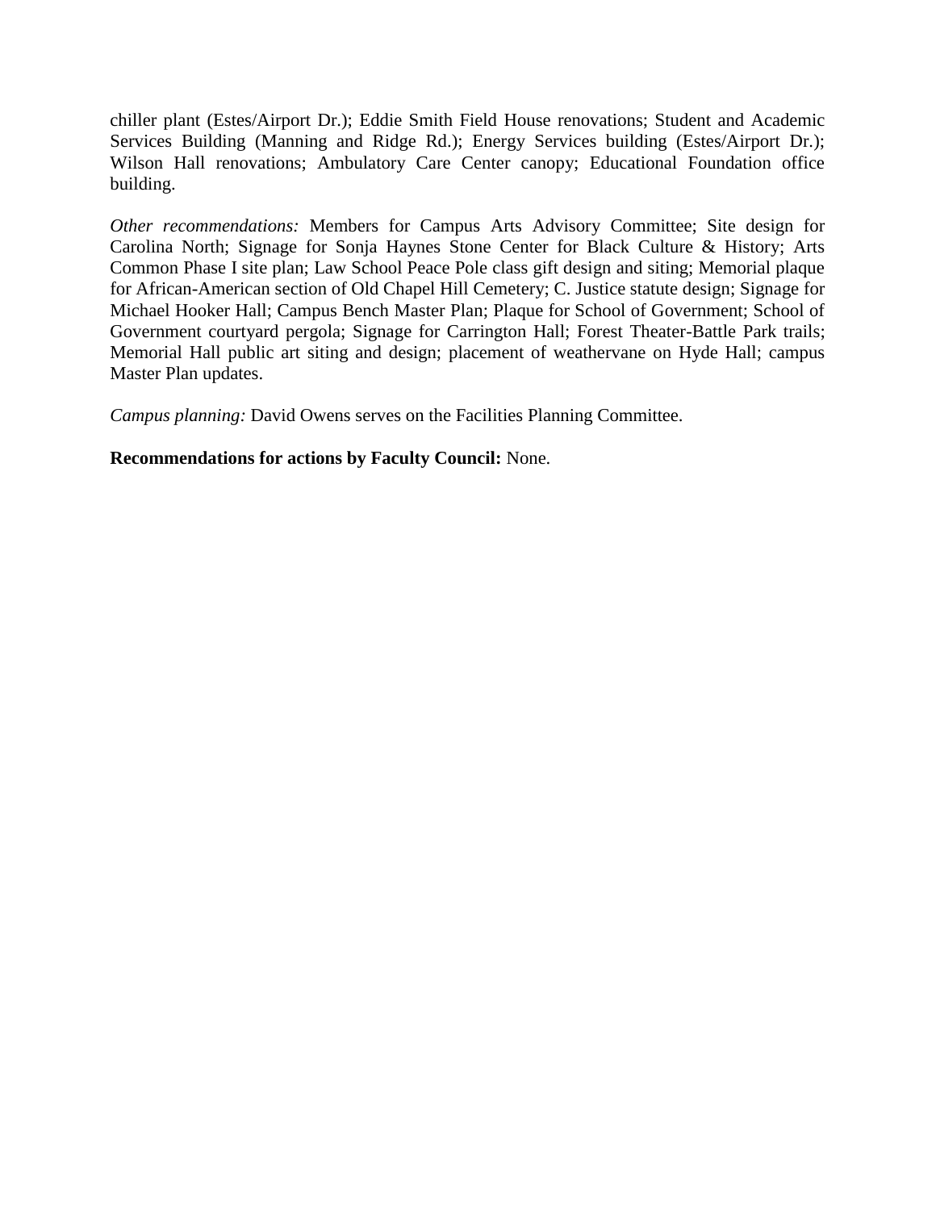chiller plant (Estes/Airport Dr.); Eddie Smith Field House renovations; Student and Academic Services Building (Manning and Ridge Rd.); Energy Services building (Estes/Airport Dr.); Wilson Hall renovations; Ambulatory Care Center canopy; Educational Foundation office building.

*Other recommendations:* Members for Campus Arts Advisory Committee; Site design for Carolina North; Signage for Sonja Haynes Stone Center for Black Culture & History; Arts Common Phase I site plan; Law School Peace Pole class gift design and siting; Memorial plaque for African-American section of Old Chapel Hill Cemetery; C. Justice statute design; Signage for Michael Hooker Hall; Campus Bench Master Plan; Plaque for School of Government; School of Government courtyard pergola; Signage for Carrington Hall; Forest Theater-Battle Park trails; Memorial Hall public art siting and design; placement of weathervane on Hyde Hall; campus Master Plan updates.

*Campus planning:* David Owens serves on the Facilities Planning Committee.

**Recommendations for actions by Faculty Council:** None.